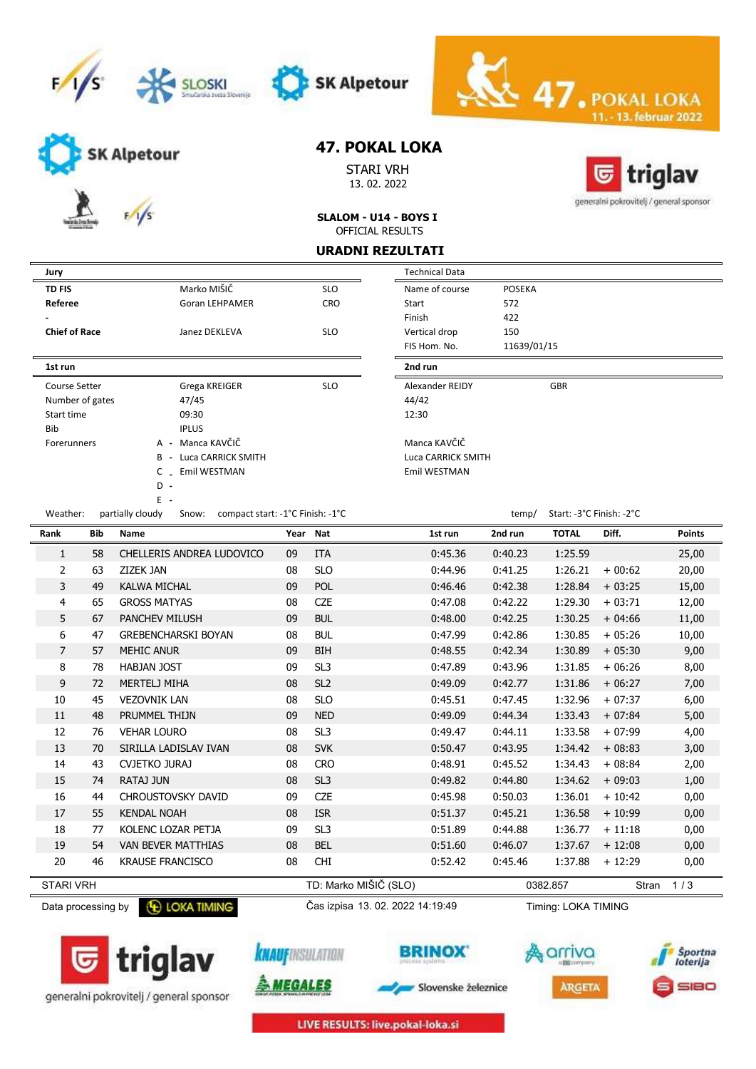# 47. POKAL LOKA

STARI VRH
13. 02. 2022

**SLALOM - U14 - BOYS I**
OFFICIAL RESULTS

## URADNI REZULTATI

| Jury | | |
|---|---|---|
| **TD FIS** | Marko MIŠIČ | SLO |
| **Referee** | Goran LEHPAMER | CRO |
| - | | |
| **Chief of Race** | Janez DEKLEVA | SLO |

| Technical Data | |
|---|---|
| Name of course | POSEKA |
| Start | 572 |
| Finish | 422 |
| Vertical drop | 150 |
| FIS Hom. No. | 11639/01/15 |

| | 1st run | | 2nd run | |
|---|---|---|---|---|
| Course Setter | Grega KREIGER | SLO | Alexander REIDY | GBR |
| Number of gates | 47/45 | | 44/42 | |
| Start time | 09:30 | | 12:30 | |
| Bib | IPLUS | | | |
| Forerunners | A - Manca KAVČIČ | | Manca KAVČIČ | |
| | B - Luca CARRICK SMITH | | Luca CARRICK SMITH | |
| | C - Emil WESTMAN | | Emil WESTMAN | |
| | D - | | | |
| | E - | | | |

Weather: partially cloudy  Snow: compact start: -1°C Finish: -1°C  temp/ Start: -3°C Finish: -2°C

| Rank | Bib | Name | Year | Nat | 1st run | 2nd run | TOTAL | Diff. | Points |
|---|---|---|---|---|---|---|---|---|---|
| 1 | 58 | CHELLERIS ANDREA LUDOVICO | 09 | ITA | 0:45.36 | 0:40.23 | 1:25.59 | | 25,00 |
| 2 | 63 | ZIZEK JAN | 08 | SLO | 0:44.96 | 0:41.25 | 1:26.21 | + 00:62 | 20,00 |
| 3 | 49 | KALWA MICHAL | 09 | POL | 0:46.46 | 0:42.38 | 1:28.84 | + 03:25 | 15,00 |
| 4 | 65 | GROSS MATYAS | 08 | CZE | 0:47.08 | 0:42.22 | 1:29.30 | + 03:71 | 12,00 |
| 5 | 67 | PANCHEV MILUSH | 09 | BUL | 0:48.00 | 0:42.25 | 1:30.25 | + 04:66 | 11,00 |
| 6 | 47 | GREBENCHARSKI BOYAN | 08 | BUL | 0:47.99 | 0:42.86 | 1:30.85 | + 05:26 | 10,00 |
| 7 | 57 | MEHIC ANUR | 09 | BIH | 0:48.55 | 0:42.34 | 1:30.89 | + 05:30 | 9,00 |
| 8 | 78 | HABJAN JOST | 09 | SL3 | 0:47.89 | 0:43.96 | 1:31.85 | + 06:26 | 8,00 |
| 9 | 72 | MERTELJ MIHA | 08 | SL2 | 0:49.09 | 0:42.77 | 1:31.86 | + 06:27 | 7,00 |
| 10 | 45 | VEZOVNIK LAN | 08 | SLO | 0:45.51 | 0:47.45 | 1:32.96 | + 07:37 | 6,00 |
| 11 | 48 | PRUMMEL THIJN | 09 | NED | 0:49.09 | 0:44.34 | 1:33.43 | + 07:84 | 5,00 |
| 12 | 76 | VEHAR LOURO | 08 | SL3 | 0:49.47 | 0:44.11 | 1:33.58 | + 07:99 | 4,00 |
| 13 | 70 | SIRILLA LADISLAV IVAN | 08 | SVK | 0:50.47 | 0:43.95 | 1:34.42 | + 08:83 | 3,00 |
| 14 | 43 | CVJETKO JURAJ | 08 | CRO | 0:48.91 | 0:45.52 | 1:34.43 | + 08:84 | 2,00 |
| 15 | 74 | RATAJ JUN | 08 | SL3 | 0:49.82 | 0:44.80 | 1:34.62 | + 09:03 | 1,00 |
| 16 | 44 | CHROUSTOVSKY DAVID | 09 | CZE | 0:45.98 | 0:50.03 | 1:36.01 | + 10:42 | 0,00 |
| 17 | 55 | KENDAL NOAH | 08 | ISR | 0:51.37 | 0:45.21 | 1:36.58 | + 10:99 | 0,00 |
| 18 | 77 | KOLENC LOZAR PETJA | 09 | SL3 | 0:51.89 | 0:44.88 | 1:36.77 | + 11:18 | 0,00 |
| 19 | 54 | VAN BEVER MATTHIAS | 08 | BEL | 0:51.60 | 0:46.07 | 1:37.67 | + 12:08 | 0,00 |
| 20 | 46 | KRAUSE FRANCISCO | 08 | CHI | 0:52.42 | 0:45.46 | 1:37.88 | + 12:29 | 0,00 |

STARI VRH  TD: Marko MIŠIČ (SLO)  0382.857

Data processing by LOKA TIMING  Čas izpisa 13. 02. 2022 14:19:49  Timing: LOKA TIMING

LIVE RESULTS: live.pokal-loka.si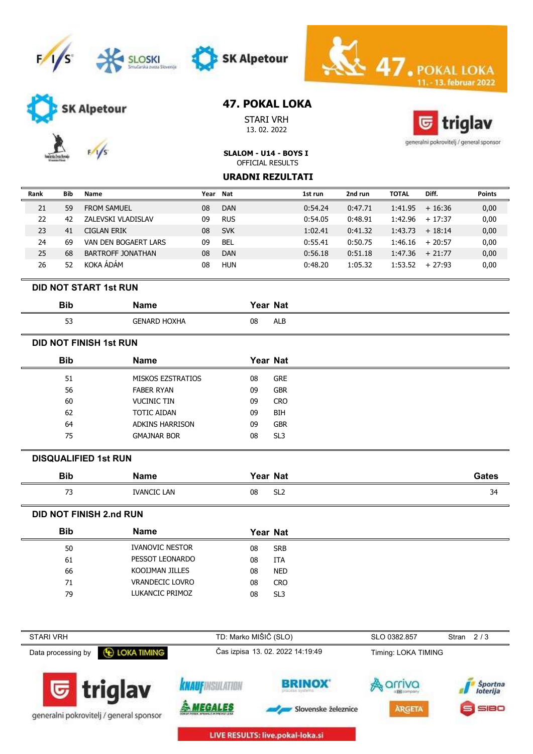# 47. POKAL LOKA

STARI VRH
13. 02. 2022

**SLALOM - U14 - BOYS I**
OFFICIAL RESULTS

**URADNI REZULTATI**

| Rank | Bib | Name | Year | Nat | 1st run | 2nd run | TOTAL | Diff. | Points |
|---|---|---|---|---|---|---|---|---|---|
| 21 | 59 | FROM SAMUEL | 08 | DAN | 0:54.24 | 0:47.71 | 1:41.95 | + 16:36 | 0,00 |
| 22 | 42 | ZALEVSKI VLADISLAV | 09 | RUS | 0:54.05 | 0:48.91 | 1:42.96 | + 17:37 | 0,00 |
| 23 | 41 | CIGLAN ERIK | 08 | SVK | 1:02.41 | 0:41.32 | 1:43.73 | + 18:14 | 0,00 |
| 24 | 69 | VAN DEN BOGAERT LARS | 09 | BEL | 0:55.41 | 0:50.75 | 1:46.16 | + 20:57 | 0,00 |
| 25 | 68 | BARTROFF JONATHAN | 08 | DAN | 0:56.18 | 0:51.18 | 1:47.36 | + 21:77 | 0,00 |
| 26 | 52 | KOKA ÁDÁM | 08 | HUN | 0:48.20 | 1:05.32 | 1:53.52 | + 27:93 | 0,00 |

## DID NOT START 1st RUN

| Bib | Name | Year | Nat |
|---|---|---|---|
| 53 | GENARD HOXHA | 08 | ALB |

## DID NOT FINISH 1st RUN

| Bib | Name | Year | Nat |
|---|---|---|---|
| 51 | MISKOS EZSTRATIOS | 08 | GRE |
| 56 | FABER RYAN | 09 | GBR |
| 60 | VUCINIC TIN | 09 | CRO |
| 62 | TOTIC AIDAN | 09 | BIH |
| 64 | ADKINS HARRISON | 09 | GBR |
| 75 | GMAJNAR BOR | 08 | SL3 |

## DISQUALIFIED 1st RUN

| Bib | Name | Year | Nat | Gates |
|---|---|---|---|---|
| 73 | IVANCIC LAN | 08 | SL2 | 34 |

## DID NOT FINISH 2.nd RUN

| Bib | Name | Year | Nat |
|---|---|---|---|
| 50 | IVANOVIC NESTOR | 08 | SRB |
| 61 | PESSOT LEONARDO | 08 | ITA |
| 66 | KOOIJMAN JILLES | 08 | NED |
| 71 | VRANDECIC LOVRO | 08 | CRO |
| 79 | LUKANCIC PRIMOZ | 08 | SL3 |

STARI VRH | TD: Marko MIŠIČ (SLO) | SLO 0382.857

Data processing by LOKA TIMING | Čas izpisa 13. 02. 2022 14:19:49 | Timing: LOKA TIMING

triglav generalni pokrovitelj / general sponsor

LIVE RESULTS: live.pokal-loka.si